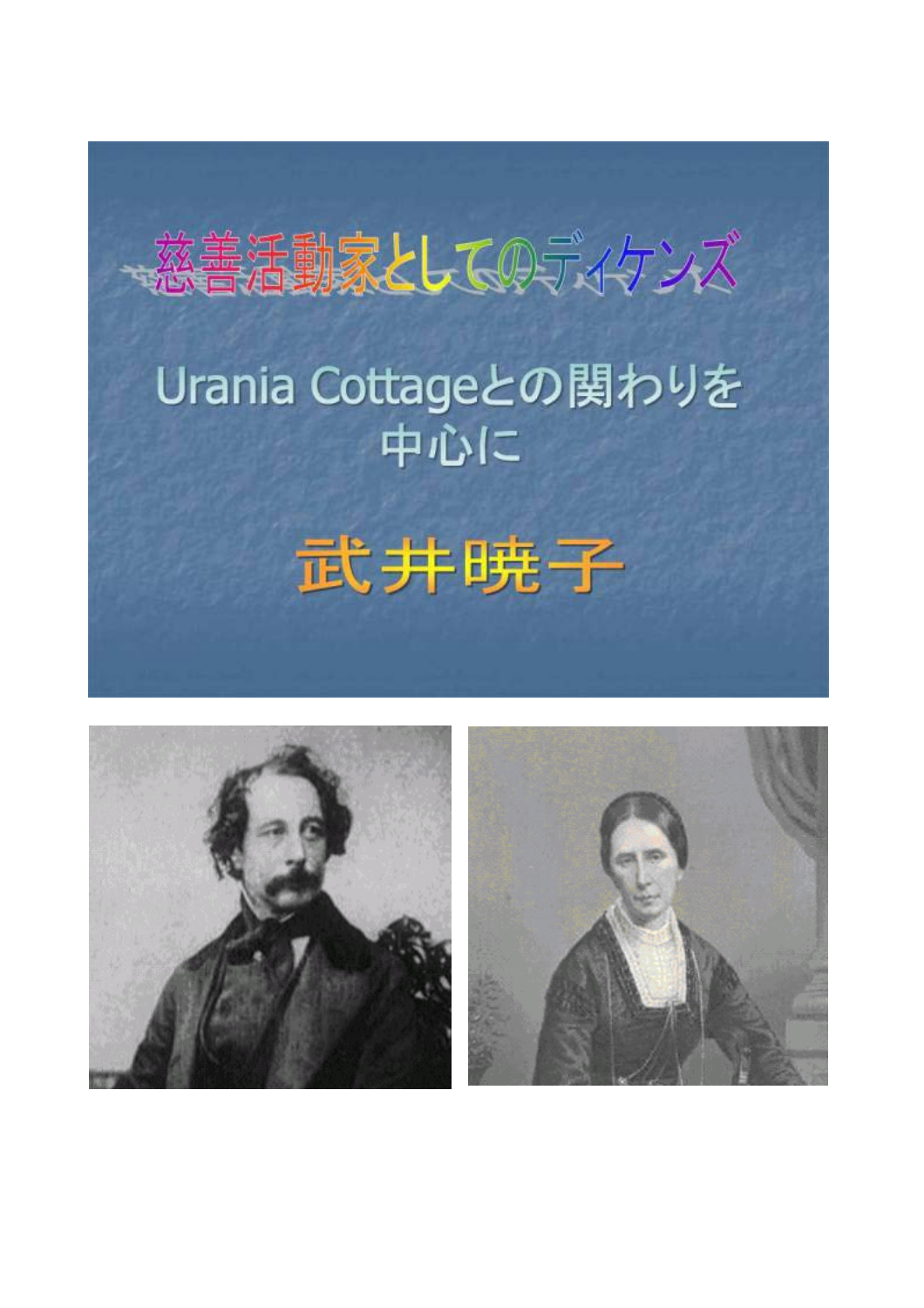# 慈善活動家としてのディケンズ

## Urania Cottageとの関わりを中心に

**武井暁子**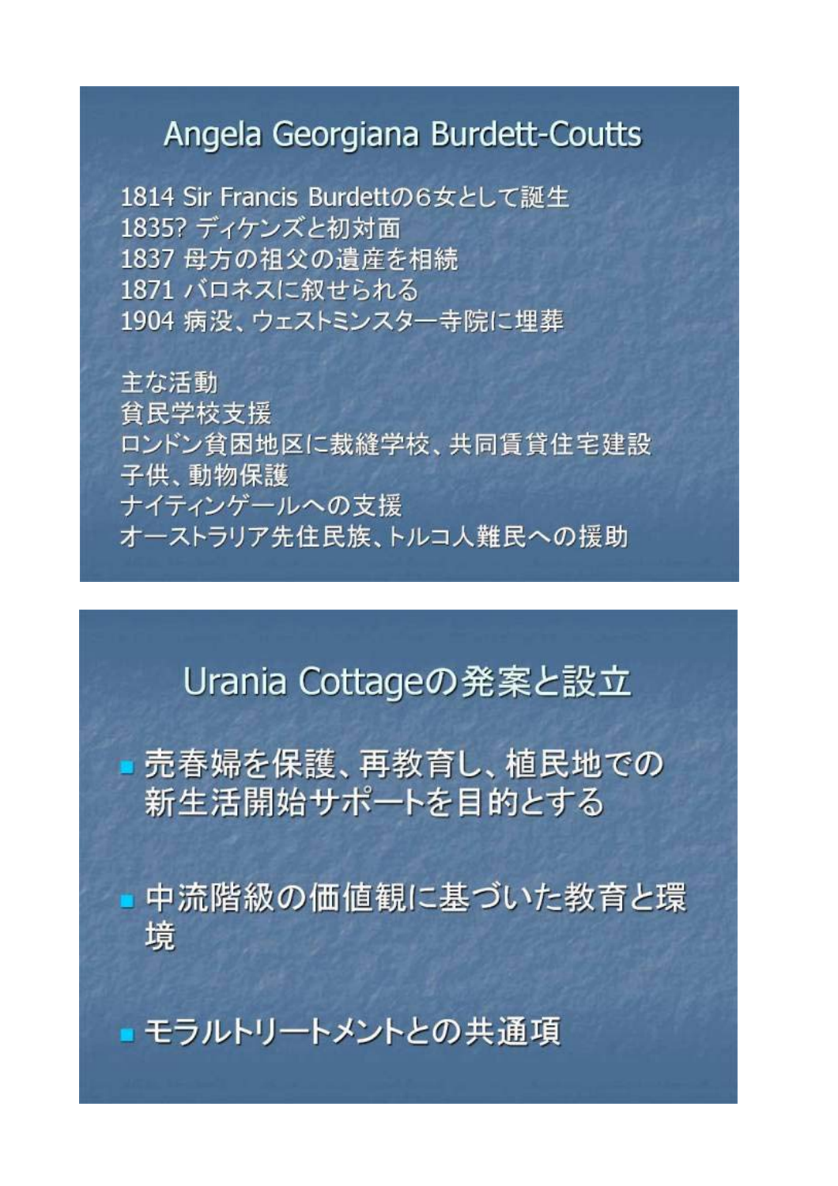## Angela Georgiana Burdett-Coutts

1814 Sir Francis Burdettの6女として誕生
1835? ディケンズと初対面
1837 母方の祖父の遺産を相続
1871 バロネスに叙せられる
1904 病没、ウェストミンスター寺院に埋葬

主な活動
貧民学校支援
ロンドン貧困地区に裁縫学校、共同賃貸住宅建設
子供、動物保護
ナイティンゲールへの支援
オーストラリア先住民族、トルコ人難民への援助

## Urania Cottageの発案と設立

- 売春婦を保護、再教育し、植民地での新生活開始サポートを目的とする
- 中流階級の価値観に基づいた教育と環境
- モラルトリートメントとの共通項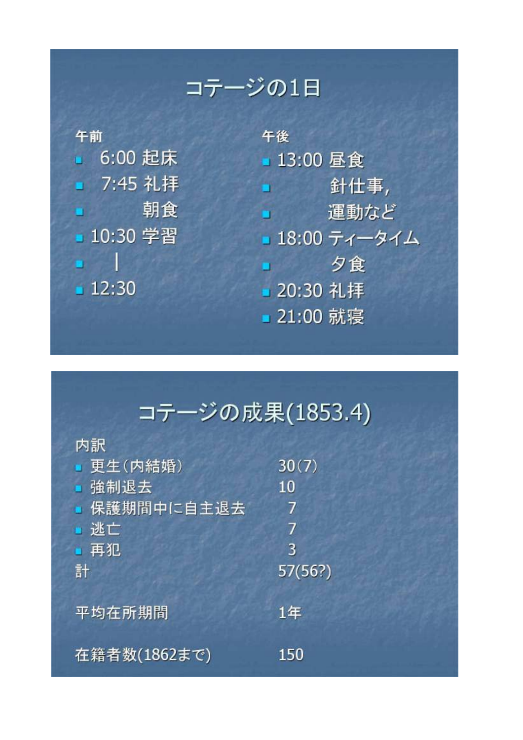## コテージの1日

**午前**

- 6:00 起床
- 7:45 礼拝
- 朝食
- 10:30 学習
- |
- 12:30

**午後**

- 13:00 昼食
- 針仕事,
- 運動など
- 18:00 ティータイム
- 夕食
- 20:30 礼拝
- 21:00 就寝

## コテージの成果(1853.4)

内訳

| | |
|---|---|
| 更生（内結婚） | 30（7） |
| 強制退去 | 10 |
| 保護期間中に自主退去 | 7 |
| 逃亡 | 7 |
| 再犯 | 3 |
| 計 | 57(56?) |

平均在所期間　1年

在籍者数(1862まで)　150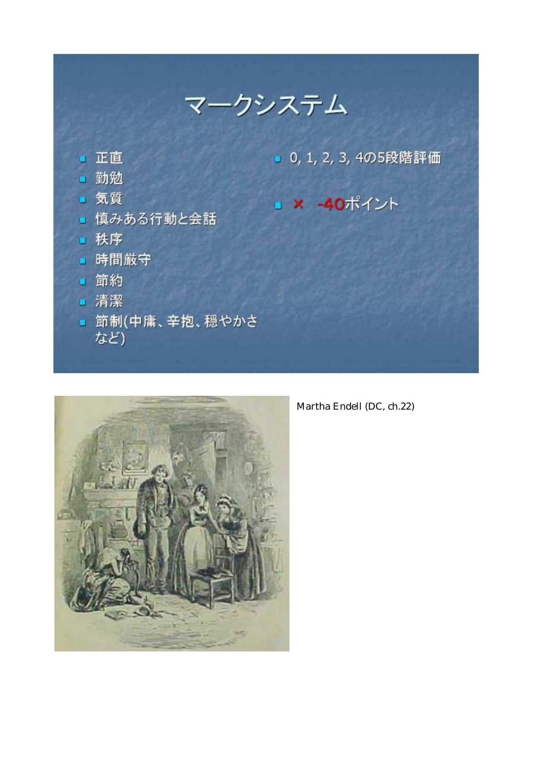# マークシステム

- 正直
- 勤勉
- 気質
- 慎みある行動と会話
- 秩序
- 時間厳守
- 節約
- 清潔
- 節制(中庸、辛抱、穏やかさなど)

- 0, 1, 2, 3, 4の5段階評価
- × -40ポイント

Martha Endell (DC, ch.22)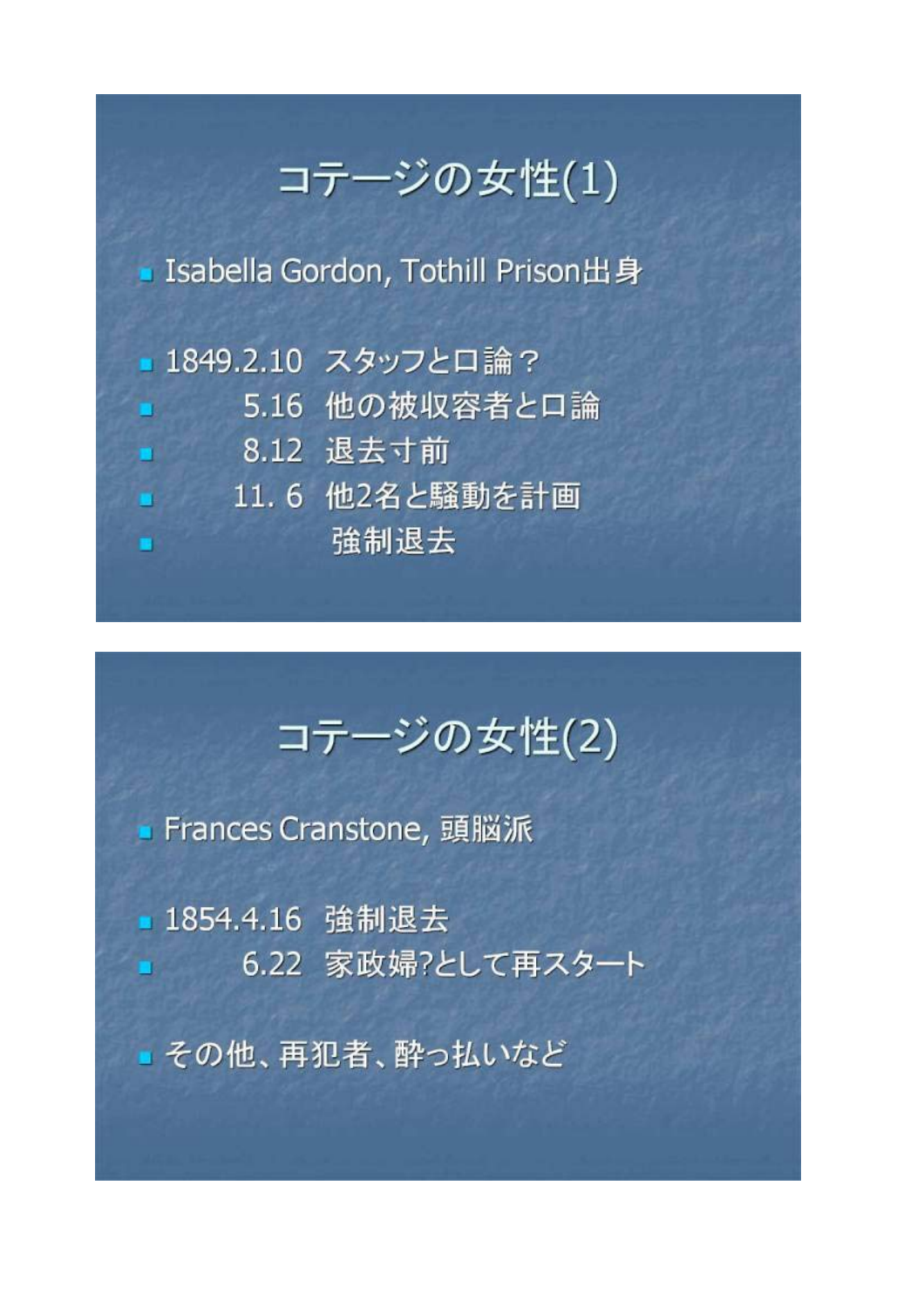## コテージの女性(1)

- Isabella Gordon, Tothill Prison出身
- 1849.2.10 スタッフと口論？
- 5.16 他の被収容者と口論
- 8.12 退去寸前
- 11. 6 他2名と騒動を計画
- 強制退去

## コテージの女性(2)

- Frances Cranstone, 頭脳派
- 1854.4.16 強制退去
- 6.22 家政婦?として再スタート
- その他、再犯者、酔っ払いなど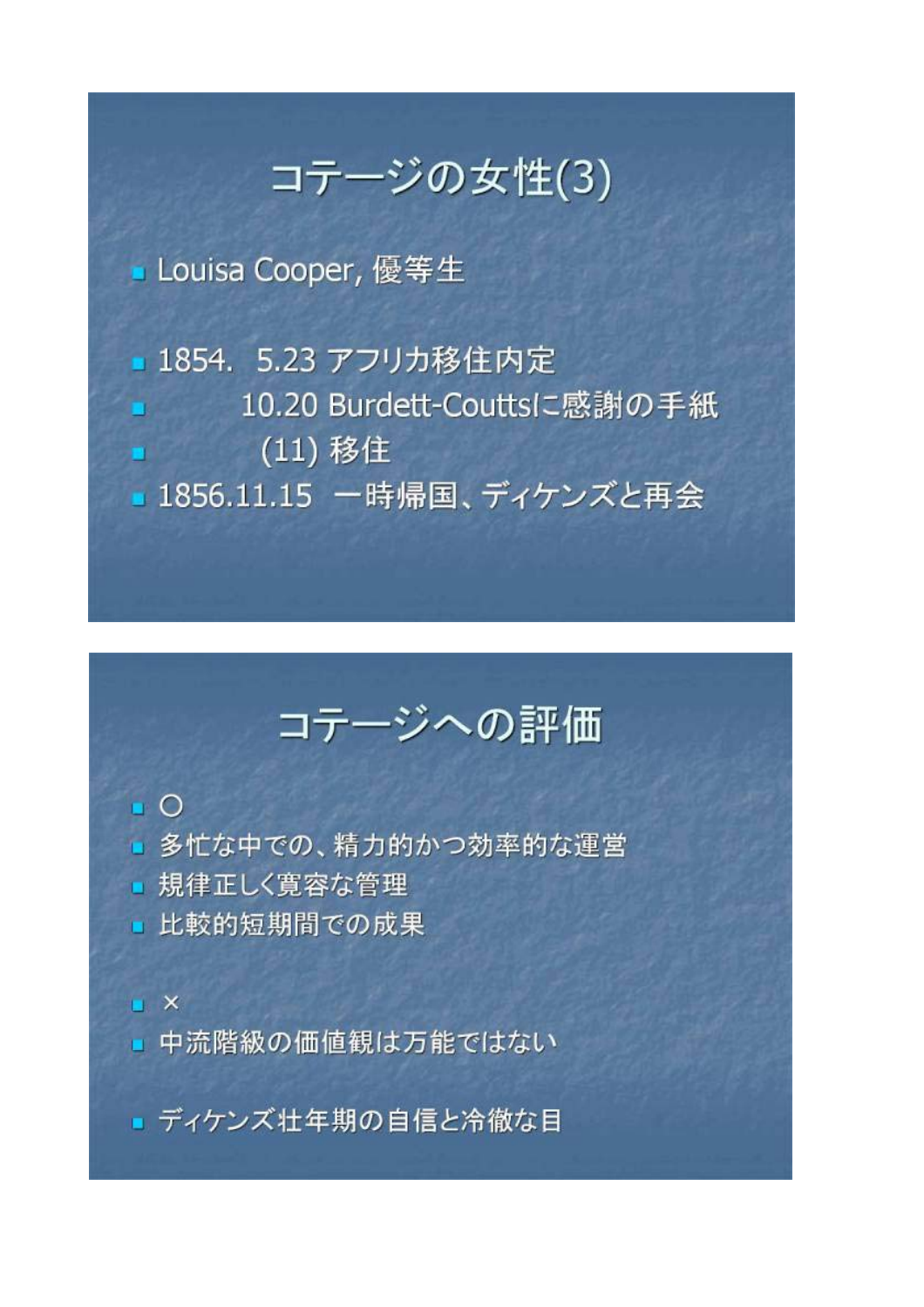## コテージの女性(3)

- Louisa Cooper, 優等生

- 1854. 5.23 アフリカ移住内定
- 10.20 Burdett-Couttsに感謝の手紙
- (11) 移住
- 1856.11.15 一時帰国、ディケンズと再会

## コテージへの評価

- ○
- 多忙な中での、精力的かつ効率的な運営
- 規律正しく寛容な管理
- 比較的短期間での成果

- ×
- 中流階級の価値観は万能ではない

- ディケンズ壮年期の自信と冷徹な目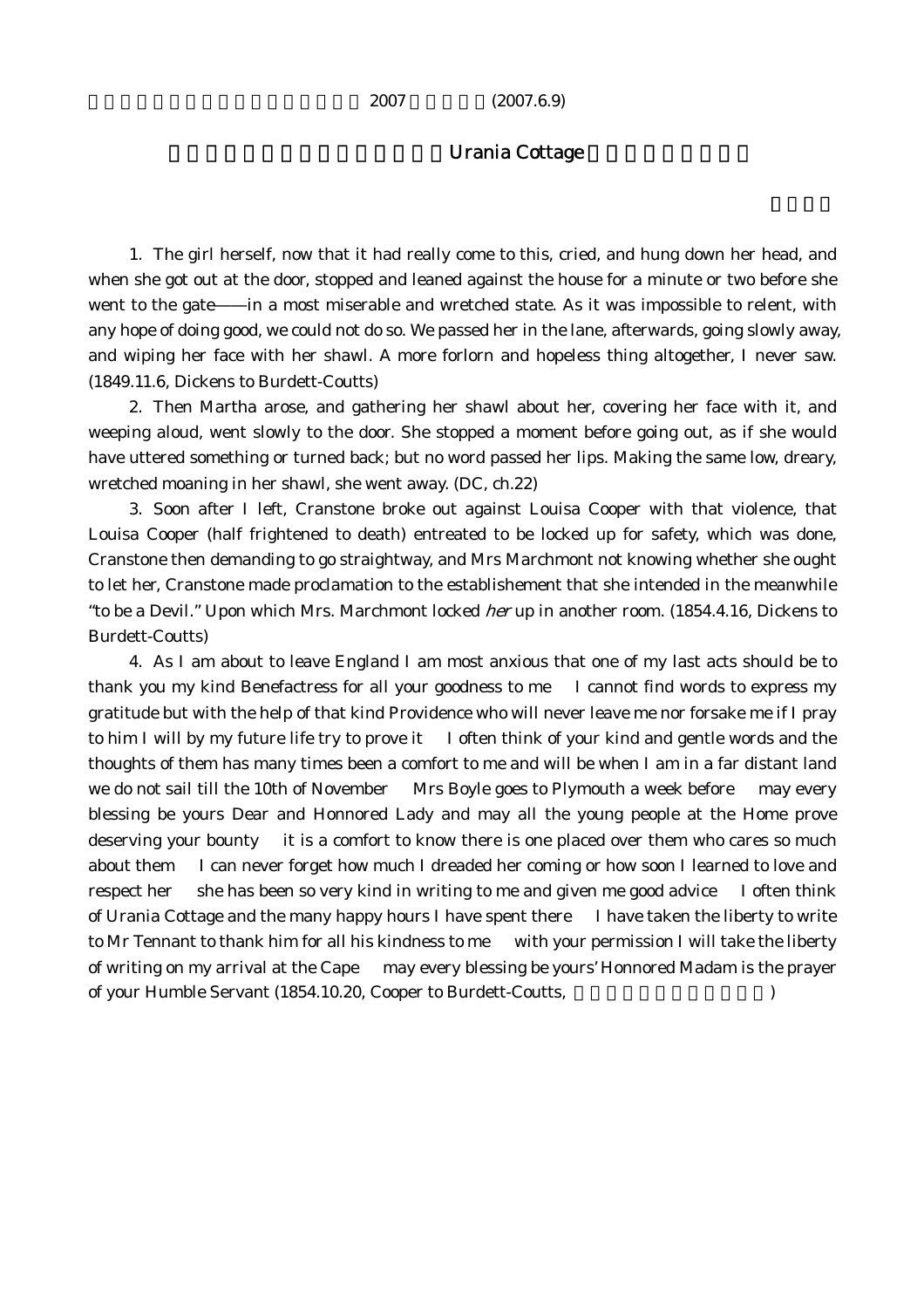2007 (2007.6.9)

## Urania Cottage

1. The girl herself, now that it had really come to this, cried, and hung down her head, and when she got out at the door, stopped and leaned against the house for a minute or two before she went to the gate——in a most miserable and wretched state. As it was impossible to relent, with any hope of doing good, we could not do so. We passed her in the lane, afterwards, going slowly away, and wiping her face with her shawl. A more forlorn and hopeless thing altogether, I never saw. (1849.11.6, Dickens to Burdett-Coutts)

2. Then Martha arose, and gathering her shawl about her, covering her face with it, and weeping aloud, went slowly to the door. She stopped a moment before going out, as if she would have uttered something or turned back; but no word passed her lips. Making the same low, dreary, wretched moaning in her shawl, she went away. (DC, ch.22)

3. Soon after I left, Cranstone broke out against Louisa Cooper with that violence, that Louisa Cooper (half frightened to death) entreated to be locked up for safety, which was done, Cranstone then demanding to go straightway, and Mrs Marchmont not knowing whether she ought to let her, Cranstone made proclamation to the establishement that she intended in the meanwhile "to be a Devil." Upon which Mrs. Marchmont locked *her* up in another room. (1854.4.16, Dickens to Burdett-Coutts)

4. As I am about to leave England I am most anxious that one of my last acts should be to thank you my kind Benefactress for all your goodness to me   I cannot find words to express my gratitude but with the help of that kind Providence who will never leave me nor forsake me if I pray to him I will by my future life try to prove it   I often think of your kind and gentle words and the thoughts of them has many times been a comfort to me and will be when I am in a far distant land we do not sail till the 10th of November   Mrs Boyle goes to Plymouth a week before   may every blessing be yours Dear and Honnored Lady and may all the young people at the Home prove deserving your bounty   it is a comfort to know there is one placed over them who cares so much about them   I can never forget how much I dreaded her coming or how soon I learned to love and respect her   she has been so very kind in writing to me and given me good advice   I often think of Urania Cottage and the many happy hours I have spent there   I have taken the liberty to write to Mr Tennant to thank him for all his kindness to me   with your permission I will take the liberty of writing on my arrival at the Cape   may every blessing be yours' Honnored Madam is the prayer of your Humble Servant (1854.10.20, Cooper to Burdett-Coutts, )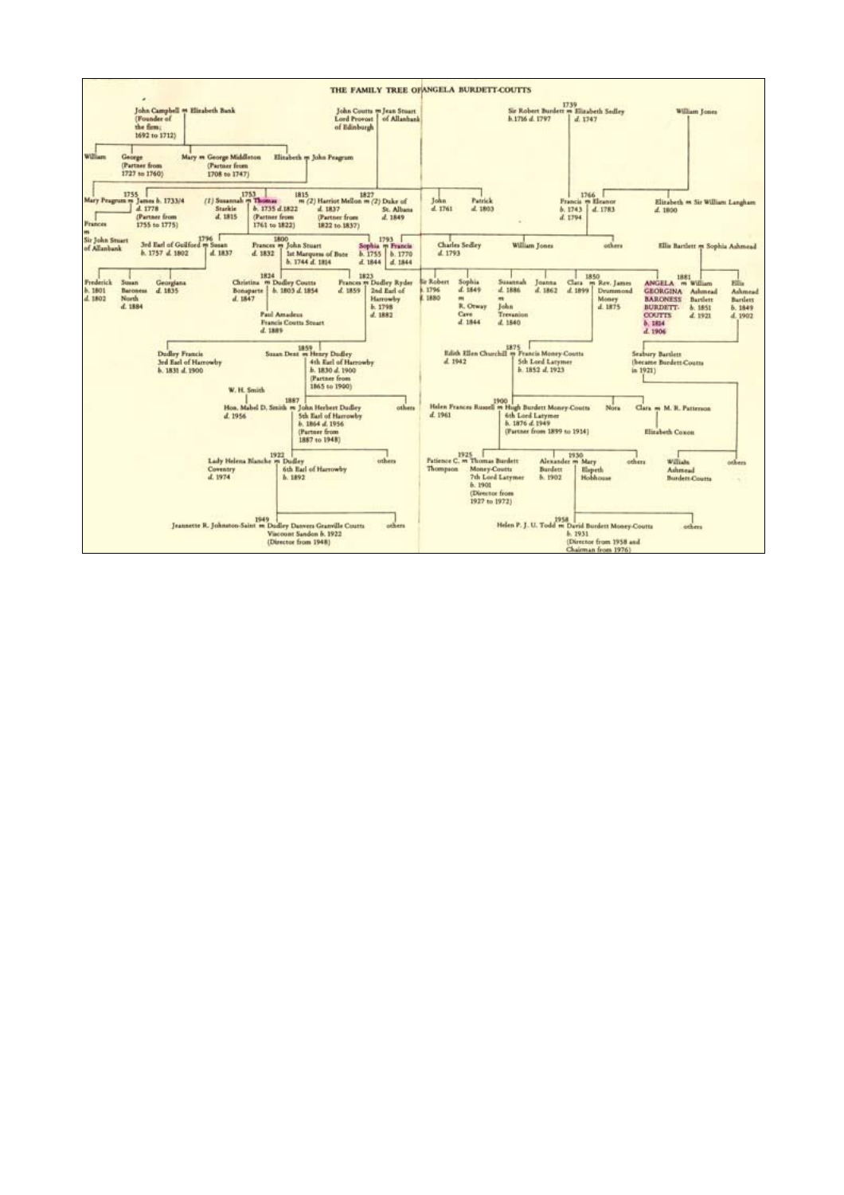# THE FAMILY TREE OF ANGELA BURDETT-COUTTS

John Campbell = Elizabeth Bank (Founder of the firm; 1692 to 1712)

- William
- George (Partner from 1727 to 1760)
- Mary = George Middleton (Partner from 1708 to 1747)
- Elizabeth = John Peagrum

John Coutts, Lord Provost of Edinburgh = Jean Stuart of Allanbank

- 1755 Mary Peagrum = James b. 1733/4 d. 1778 (Partner from 1755 to 1775)
  - Frances = Sir John Stuart of Allanbank
- 1753 (1) Susannah Starkie d. 1815 = Thomas b. 1735 d. 1822 (Partner from 1761 to 1822); 1815 = (2) Harriot Mellon d. 1837 (Partner from 1822 to 1837); 1827 = (2) Duke of St. Albans d. 1849
- John d. 1761
- Patrick d. 1803

Children of Thomas Coutts:

- 1796 3rd Earl of Guilford b. 1757 d. 1802 = Susan d. 1837
  - Frederick b. 1801 d. 1802
  - Susan Baroness North d. 1884
  - Georgiana d. 1835
- 1800 Frances d. 1832 = John Stuart, 1st Marquess of Bute b. 1744 d. 1814
  - 1824 Christina Bonaparte d. 1847 = Dudley Coutts b. 1803 d. 1854
    - Paul Amadeus Francis Coutts Stuart d. 1889
  - 1823 Frances d. 1859 = Dudley Ryder, 2nd Earl of Harrowby b. 1798 d. 1882
    - Dudley Francis, 3rd Earl of Harrowby b. 1831 d. 1900
    - 1859 Susan Dent = Henry Dudley, 4th Earl of Harrowby b. 1830 d. 1900 (Partner from 1865 to 1900)
      - W. H. Smith — 1887 Hon. Mabel D. Smith d. 1956 = John Herbert Dudley, 5th Earl of Harrowby b. 1864 d. 1956 (Partner from 1887 to 1948)
        - 1922 Lady Helena Blanche Coventry d. 1974 = Dudley, 6th Earl of Harrowby b. 1892
          - 1949 Jeannette R. Johnston-Saint = Dudley Danvers Granville Coutts, Viscount Sandon b. 1922 (Director from 1948)
          - others
        - others
      - others
- 1793 Sophia b. 1755 d. 1844 = Francis b. 1770 d. 1844

Sir Robert Burdett b. 1716 d. 1797 = (1739) Elizabeth Sedley d. 1747

- 1766 Francis b. 1743 d. 1794 = Eleanor d. 1783 (daughter of William Jones)
  - Francis b. 1770 d. 1844 = Sophia (Coutts)
  - Charles Sedley d. 1793
  - William Jones
  - others
- Elizabeth d. 1800 = Sir William Langham

Children of Sophia Coutts and Sir Francis Burdett:

- Sir Robert b. 1796 d. 1880
- Sophia d. 1849 = R. Otway Cave d. 1844
- Susannah d. 1886 = John Trevanion d. 1840
- Joanna d. 1862
- 1850 Clara d. 1899 = Rev. James Drummond Money d. 1875
  - 1875 Edith Ellen Churchill d. 1942 = Francis Money-Coutts, 5th Lord Latymer b. 1852 d. 1923
    - 1900 Helen Frances Russell d. 1961 = Hugh Burdett Money-Coutts, 6th Lord Latymer b. 1876 d. 1949 (Partner from 1899 to 1914)
      - 1925 Patience C. Thompson = Thomas Burdett Money-Coutts, 7th Lord Latymer b. 1901 (Director from 1927 to 1972)
      - 1930 Alexander Burdett b. 1902 = Mary Elspeth Hobhouse
        - 1958 Helen P. J. U. Todd = David Burdett Money-Coutts b. 1931 (Director from 1958 and Chairman from 1976)
        - others
      - others
    - Nora
    - Clara = M. R. Patterson
      - Elizabeth Coxon
- 1881 ANGELA GEORGINA BARONESS BURDETT-COUTTS b. 1814 d. 1906 = William Ashmead Bartlett b. 1851 d. 1921

Ellis Bartlett = Sophia Ashmead

- William Ashmead Bartlett b. 1851 d. 1921
- Ellis Ashmead Bartlett b. 1849 d. 1902
  - Seabury Bartlett (became Burdett-Coutts in 1921)
    - William Ashmead Burdett-Coutts
    - others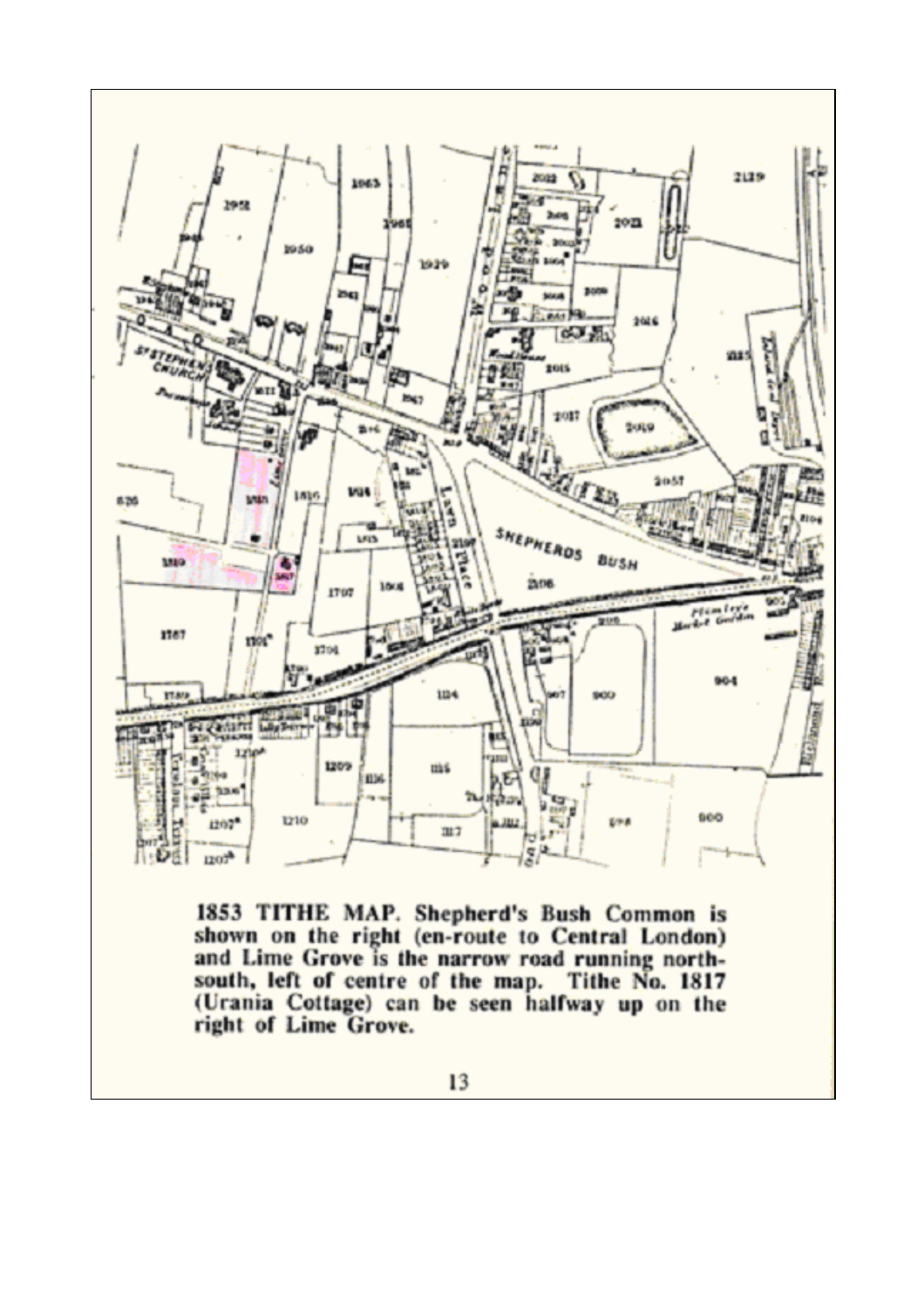1853 TITHE MAP. Shepherd's Bush Common is shown on the right (en-route to Central London) and Lime Grove is the narrow road running north-south, left of centre of the map. Tithe No. 1817 (Urania Cottage) can be seen halfway up on the right of Lime Grove.